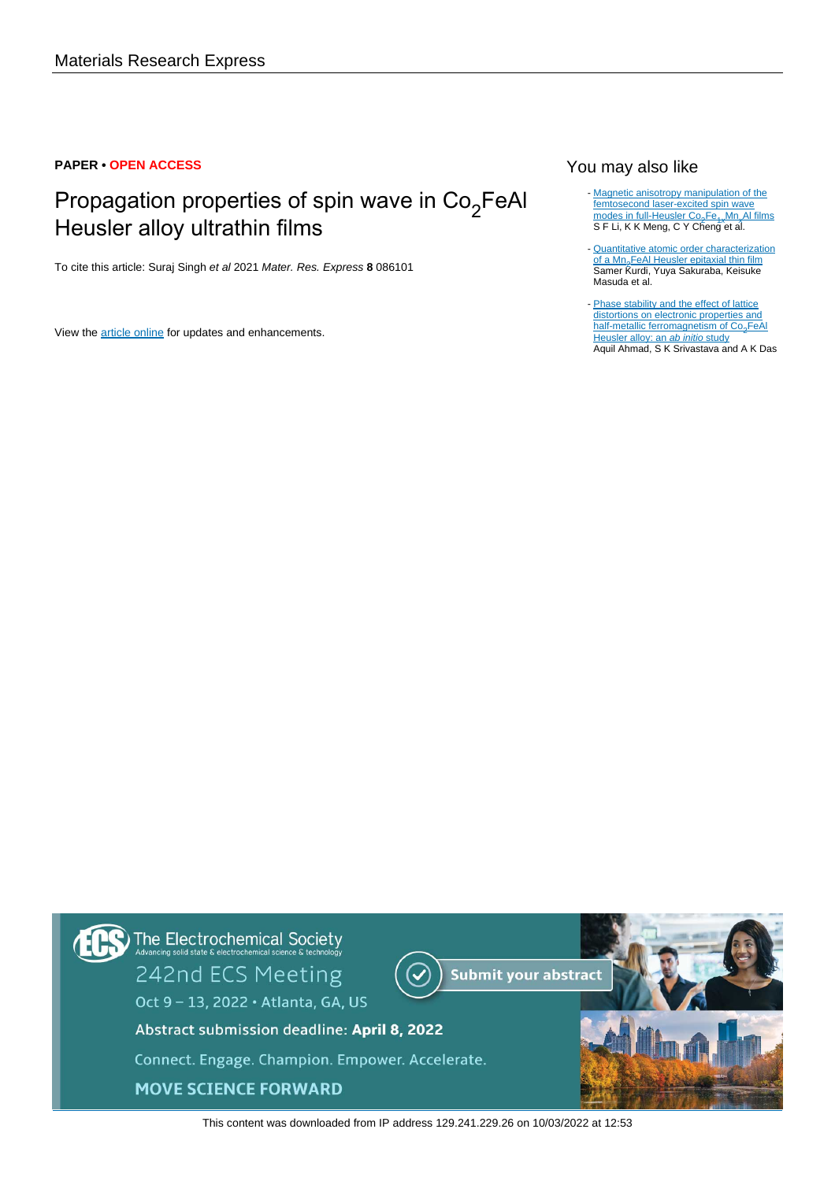Materials Research Express

**PAPER • OPEN ACCESS**

# Propagation properties of spin wave in $Co_2FeAl$ Heusler alloy ultrathin films

To cite this article: Suraj Singh *et al* 2021 *Mater. Res. Express* **8** 086101

View the article online for updates and enhancements.

## You may also like

- Magnetic anisotropy manipulation of the femtosecond laser-excited spin wave modes in full-Heusler $Co_2Fe_{1-x}Mn_xAl$ films
  S F Li, K K Meng, C Y Cheng et al.

- Quantitative atomic order characterization of a $Mn_2FeAl$ Heusler epitaxial thin film
  Samer Kurdi, Yuya Sakuraba, Keisuke Masuda et al.

- Phase stability and the effect of lattice distortions on electronic properties and half-metallic ferromagnetism of $Co_2FeAl$ Heusler alloy: an *ab initio* study
  Aquil Ahmad, S K Srivastava and A K Das

The Electrochemical Society
Advancing solid state & electrochemical science & technology

242nd ECS Meeting

Oct 9 – 13, 2022 • Atlanta, GA, US

Submit your abstract

Abstract submission deadline: **April 8, 2022**

Connect. Engage. Champion. Empower. Accelerate.

MOVE SCIENCE FORWARD

This content was downloaded from IP address 129.241.229.26 on 10/03/2022 at 12:53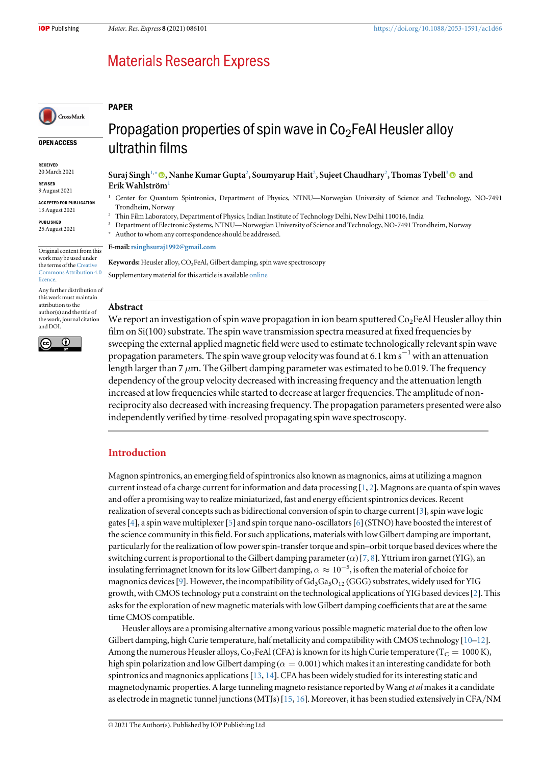## PAPER

# Propagation properties of spin wave in $Co_2FeAl$ Heusler alloy ultrathin films

**Suraj Singh**[1,*], **Nanhe Kumar Gupta**[2], **Soumyarup Hait**[2], **Sujeet Chaudhary**[2], **Thomas Tybell**[3] and **Erik Wahlström**[1]

[1] Center for Quantum Spintronics, Department of Physics, NTNU—Norwegian University of Science and Technology, NO-7491 Trondheim, Norway

[2] Thin Film Laboratory, Department of Physics, Indian Institute of Technology Delhi, New Delhi 110016, India

[3] Department of Electronic Systems, NTNU—Norwegian University of Science and Technology, NO-7491 Trondheim, Norway

[*] Author to whom any correspondence should be addressed.

**E-mail:** rsinghsuraj1992@gmail.com

**Keywords:** Heusler alloy, $CO_2FeAl$, Gilbert damping, spin wave spectroscopy

Supplementary material for this article is available online

**OPEN ACCESS**

**RECEIVED**
20 March 2021

**REVISED**
9 August 2021

**ACCEPTED FOR PUBLICATION**
13 August 2021

**PUBLISHED**
25 August 2021

Original content from this work may be used under the terms of the Creative Commons Attribution 4.0 licence.

Any further distribution of this work must maintain attribution to the author(s) and the title of the work, journal citation and DOI.

## Abstract

We report an investigation of spin wave propagation in ion beam sputtered $Co_2FeAl$ Heusler alloy thin film on Si(100) substrate. The spin wave transmission spectra measured at fixed frequencies by sweeping the external applied magnetic field were used to estimate technologically relevant spin wave propagation parameters. The spin wave group velocity was found at 6.1 km $s^{-1}$ with an attenuation length larger than 7 $\mu$m. The Gilbert damping parameter was estimated to be 0.019. The frequency dependency of the group velocity decreased with increasing frequency and the attenuation length increased at low frequencies while started to decrease at larger frequencies. The amplitude of non-reciprocity also decreased with increasing frequency. The propagation parameters presented were also independently verified by time-resolved propagating spin wave spectroscopy.

## Introduction

Magnon spintronics, an emerging field of spintronics also known as magnonics, aims at utilizing a magnon current instead of a charge current for information and data processing [1, 2]. Magnons are quanta of spin waves and offer a promising way to realize miniaturized, fast and energy efficient spintronics devices. Recent realization of several concepts such as bidirectional conversion of spin to charge current [3], spin wave logic gates [4], a spin wave multiplexer [5] and spin torque nano-oscillators [6] (STNO) have boosted the interest of the science community in this field. For such applications, materials with low Gilbert damping are important, particularly for the realization of low power spin-transfer torque and spin–orbit torque based devices where the switching current is proportional to the Gilbert damping parameter ($\alpha$) [7, 8]. Yttrium iron garnet (YIG), an insulating ferrimagnet known for its low Gilbert damping, $\alpha \approx 10^{-5}$, is often the material of choice for magnonics devices [9]. However, the incompatibility of $Gd_3Ga_5O_{12}$ (GGG) substrates, widely used for YIG growth, with CMOS technology put a constraint on the technological applications of YIG based devices [2]. This asks for the exploration of new magnetic materials with low Gilbert damping coefficients that are at the same time CMOS compatible.

Heusler alloys are a promising alternative among various possible magnetic material due to the often low Gilbert damping, high Curie temperature, half metallicity and compatibility with CMOS technology [10–12]. Among the numerous Heusler alloys, $Co_2FeAl$ (CFA) is known for its high Curie temperature ($T_C$ = 1000 K), high spin polarization and low Gilbert damping ($\alpha$ = 0.001) which makes it an interesting candidate for both spintronics and magnonics applications [13, 14]. CFA has been widely studied for its interesting static and magnetodynamic properties. A large tunneling magneto resistance reported by Wang *et al* makes it a candidate as electrode in magnetic tunnel junctions (MTJs) [15, 16]. Moreover, it has been studied extensively in CFA/NM

© 2021 The Author(s). Published by IOP Publishing Ltd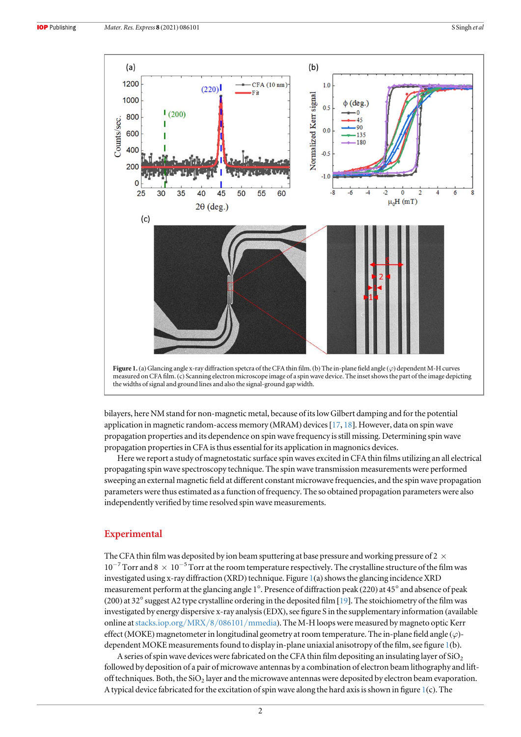Figure 1. (a) Glancing angle x-ray diffraction spetcra of the CFA thin film. (b) The in-plane field angle ($\varphi$) dependent M-H curves measured on CFA film. (c) Scanning electron microscope image of a spin wave device. The inset shows the part of the image depicting the widths of signal and ground lines and also the signal-ground gap width.

bilayers, here NM stand for non-magnetic metal, because of its low Gilbert damping and for the potential application in magnetic random-access memory (MRAM) devices [17, 18]. However, data on spin wave propagation properties and its dependence on spin wave frequency is still missing. Determining spin wave propagation properties in CFA is thus essential for its application in magnonics devices.

Here we report a study of magnetostatic surface spin waves excited in CFA thin films utilizing an all electrical propagating spin wave spectroscopy technique. The spin wave transmission measurements were performed sweeping an external magnetic field at different constant microwave frequencies, and the spin wave propagation parameters were thus estimated as a function of frequency. The so obtained propagation parameters were also independently verified by time resolved spin wave measurements.

## Experimental

The CFA thin film was deposited by ion beam sputtering at base pressure and working pressure of $2 \times 10^{-7}$ Torr and $8 \times 10^{-5}$ Torr at the room temperature respectively. The crystalline structure of the film was investigated using x-ray diffraction (XRD) technique. Figure 1(a) shows the glancing incidence XRD measurement perform at the glancing angle 1°. Presence of diffraction peak (220) at 45° and absence of peak (200) at 32° suggest A2 type crystalline ordering in the deposited film [19]. The stoichiometry of the film was investigated by energy dispersive x-ray analysis (EDX), see figure S in the supplementary information (available online at stacks.iop.org/MRX/8/086101/mmedia). The M-H loops were measured by magneto optic Kerr effect (MOKE) magnetometer in longitudinal geometry at room temperature. The in-plane field angle ($\varphi$)-dependent MOKE measurements found to display in-plane uniaxial anisotropy of the film, see figure 1(b).

A series of spin wave devices were fabricated on the CFA thin film depositing an insulating layer of $SiO_2$ followed by deposition of a pair of microwave antennas by a combination of electron beam lithography and lift-off techniques. Both, the $SiO_2$ layer and the microwave antennas were deposited by electron beam evaporation. A typical device fabricated for the excitation of spin wave along the hard axis is shown in figure 1(c). The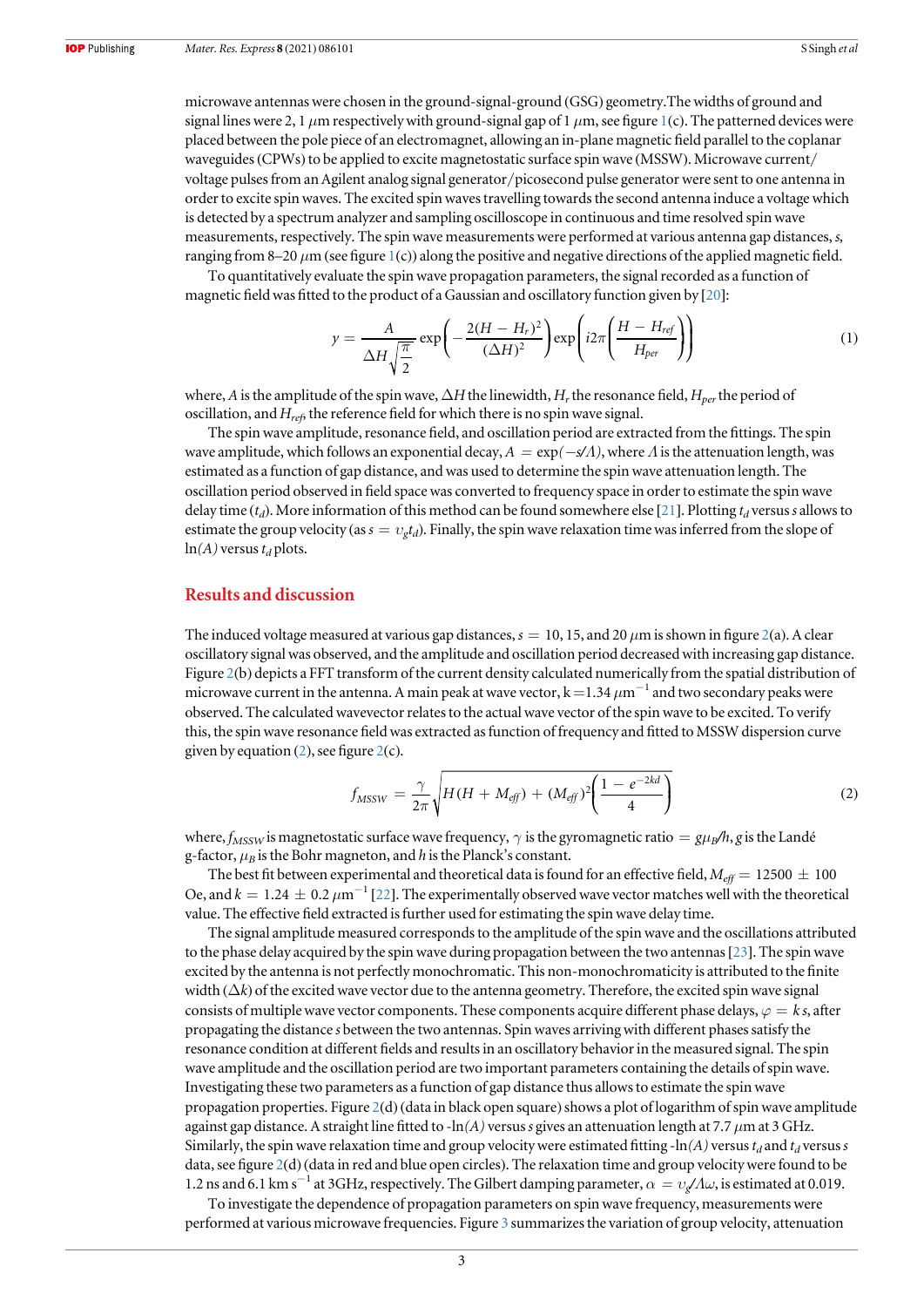microwave antennas were chosen in the ground-signal-ground (GSG) geometry.The widths of ground and signal lines were 2, 1 $\mu$m respectively with ground-signal gap of 1 $\mu$m, see figure 1(c). The patterned devices were placed between the pole piece of an electromagnet, allowing an in-plane magnetic field parallel to the coplanar waveguides (CPWs) to be applied to excite magnetostatic surface spin wave (MSSW). Microwave current/voltage pulses from an Agilent analog signal generator/picosecond pulse generator were sent to one antenna in order to excite spin waves. The excited spin waves travelling towards the second antenna induce a voltage which is detected by a spectrum analyzer and sampling oscilloscope in continuous and time resolved spin wave measurements, respectively. The spin wave measurements were performed at various antenna gap distances, $s$, ranging from 8–20 $\mu$m (see figure 1(c)) along the positive and negative directions of the applied magnetic field.

To quantitatively evaluate the spin wave propagation parameters, the signal recorded as a function of magnetic field was fitted to the product of a Gaussian and oscillatory function given by [20]:

$$y = \frac{A}{\Delta H\sqrt{\frac{\pi}{2}}}\exp\left(-\frac{2(H-H_r)^2}{(\Delta H)^2}\right)\exp\left(i2\pi\left(\frac{H-H_{ref}}{H_{per}}\right)\right) \tag{1}$$

where, $A$ is the amplitude of the spin wave, $\Delta H$ the linewidth, $H_r$ the resonance field, $H_{per}$ the period of oscillation, and $H_{ref}$ the reference field for which there is no spin wave signal.

The spin wave amplitude, resonance field, and oscillation period are extracted from the fittings. The spin wave amplitude, which follows an exponential decay, $A = \exp(-s/\Lambda)$, where $\Lambda$ is the attenuation length, was estimated as a function of gap distance, and was used to determine the spin wave attenuation length. The oscillation period observed in field space was converted to frequency space in order to estimate the spin wave delay time ($t_d$). More information of this method can be found somewhere else [21]. Plotting $t_d$ versus $s$ allows to estimate the group velocity (as $s = v_g t_d$). Finally, the spin wave relaxation time was inferred from the slope of ln$(A)$ versus $t_d$ plots.

## Results and discussion

The induced voltage measured at various gap distances, $s$ = 10, 15, and 20 $\mu$m is shown in figure 2(a). A clear oscillatory signal was observed, and the amplitude and oscillation period decreased with increasing gap distance. Figure 2(b) depicts a FFT transform of the current density calculated numerically from the spatial distribution of microwave current in the antenna. A main peak at wave vector, k =1.34 $\mu$m$^{-1}$ and two secondary peaks were observed. The calculated wavevector relates to the actual wave vector of the spin wave to be excited. To verify this, the spin wave resonance field was extracted as function of frequency and fitted to MSSW dispersion curve given by equation (2), see figure 2(c).

$$f_{MSSW} = \frac{\gamma}{2\pi}\sqrt{H(H+M_{eff}) + (M_{eff})^2\left(\frac{1-e^{-2kd}}{4}\right)} \tag{2}$$

where, $f_{MSSW}$ is magnetostatic surface wave frequency, $\gamma$ is the gyromagnetic ratio $= g\mu_B/h$, $g$ is the Landé g-factor, $\mu_B$ is the Bohr magneton, and $h$ is the Planck's constant.

The best fit between experimental and theoretical data is found for an effective field, $M_{eff}$ = 12500 ± 100 Oe, and $k$ = 1.24 ± 0.2 $\mu$m$^{-1}$ [22]. The experimentally observed wave vector matches well with the theoretical value. The effective field extracted is further used for estimating the spin wave delay time.

The signal amplitude measured corresponds to the amplitude of the spin wave and the oscillations attributed to the phase delay acquired by the spin wave during propagation between the two antennas [23]. The spin wave excited by the antenna is not perfectly monochromatic. This non-monochromaticity is attributed to the finite width ($\Delta k$) of the excited wave vector due to the antenna geometry. Therefore, the excited spin wave signal consists of multiple wave vector components. These components acquire different phase delays, $\varphi = k\,s$, after propagating the distance $s$ between the two antennas. Spin waves arriving with different phases satisfy the resonance condition at different fields and results in an oscillatory behavior in the measured signal. The spin wave amplitude and the oscillation period are two important parameters containing the details of spin wave. Investigating these two parameters as a function of gap distance thus allows to estimate the spin wave propagation properties. Figure 2(d) (data in black open square) shows a plot of logarithm of spin wave amplitude against gap distance. A straight line fitted to -ln$(A)$ versus $s$ gives an attenuation length at 7.7 $\mu$m at 3 GHz. Similarly, the spin wave relaxation time and group velocity were estimated fitting -ln$(A)$ versus $t_d$ and $t_d$ versus $s$ data, see figure 2(d) (data in red and blue open circles). The relaxation time and group velocity were found to be 1.2 ns and 6.1 km s$^{-1}$ at 3GHz, respectively. The Gilbert damping parameter, $\alpha = v_g/\Lambda\omega$, is estimated at 0.019.

To investigate the dependence of propagation parameters on spin wave frequency, measurements were performed at various microwave frequencies. Figure 3 summarizes the variation of group velocity, attenuation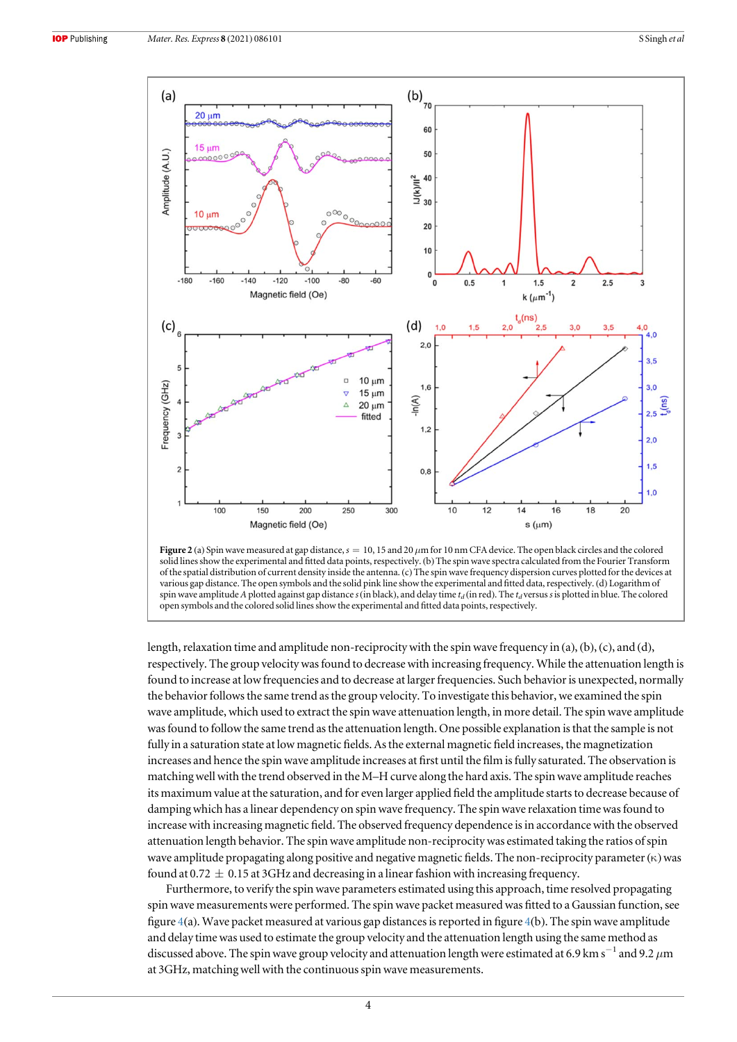**Figure 2** (a) Spin wave measured at gap distance, $s = 10$, 15 and 20 $\mu$m for 10 nm CFA device. The open black circles and the colored solid lines show the experimental and fitted data points, respectively. (b) The spin wave spectra calculated from the Fourier Transform of the spatial distribution of current density inside the antenna. (c) The spin wave frequency dispersion curves plotted for the devices at various gap distance. The open symbols and the solid pink line show the experimental and fitted data, respectively. (d) Logarithm of spin wave amplitude $A$ plotted against gap distance $s$ (in black), and delay time $t_d$ (in red). The $t_d$ versus $s$ is plotted in blue. The colored open symbols and the colored solid lines show the experimental and fitted data points, respectively.

length, relaxation time and amplitude non-reciprocity with the spin wave frequency in (a), (b), (c), and (d), respectively. The group velocity was found to decrease with increasing frequency. While the attenuation length is found to increase at low frequencies and to decrease at larger frequencies. Such behavior is unexpected, normally the behavior follows the same trend as the group velocity. To investigate this behavior, we examined the spin wave amplitude, which used to extract the spin wave attenuation length, in more detail. The spin wave amplitude was found to follow the same trend as the attenuation length. One possible explanation is that the sample is not fully in a saturation state at low magnetic fields. As the external magnetic field increases, the magnetization increases and hence the spin wave amplitude increases at first until the film is fully saturated. The observation is matching well with the trend observed in the M–H curve along the hard axis. The spin wave amplitude reaches its maximum value at the saturation, and for even larger applied field the amplitude starts to decrease because of damping which has a linear dependency on spin wave frequency. The spin wave relaxation time was found to increase with increasing magnetic field. The observed frequency dependence is in accordance with the observed attenuation length behavior. The spin wave amplitude non-reciprocity was estimated taking the ratios of spin wave amplitude propagating along positive and negative magnetic fields. The non-reciprocity parameter ($\kappa$) was found at $0.72 \pm 0.15$ at 3GHz and decreasing in a linear fashion with increasing frequency.

Furthermore, to verify the spin wave parameters estimated using this approach, time resolved propagating spin wave measurements were performed. The spin wave packet measured was fitted to a Gaussian function, see figure 4(a). Wave packet measured at various gap distances is reported in figure 4(b). The spin wave amplitude and delay time was used to estimate the group velocity and the attenuation length using the same method as discussed above. The spin wave group velocity and attenuation length were estimated at 6.9 km s$^{-1}$ and 9.2 $\mu$m at 3GHz, matching well with the continuous spin wave measurements.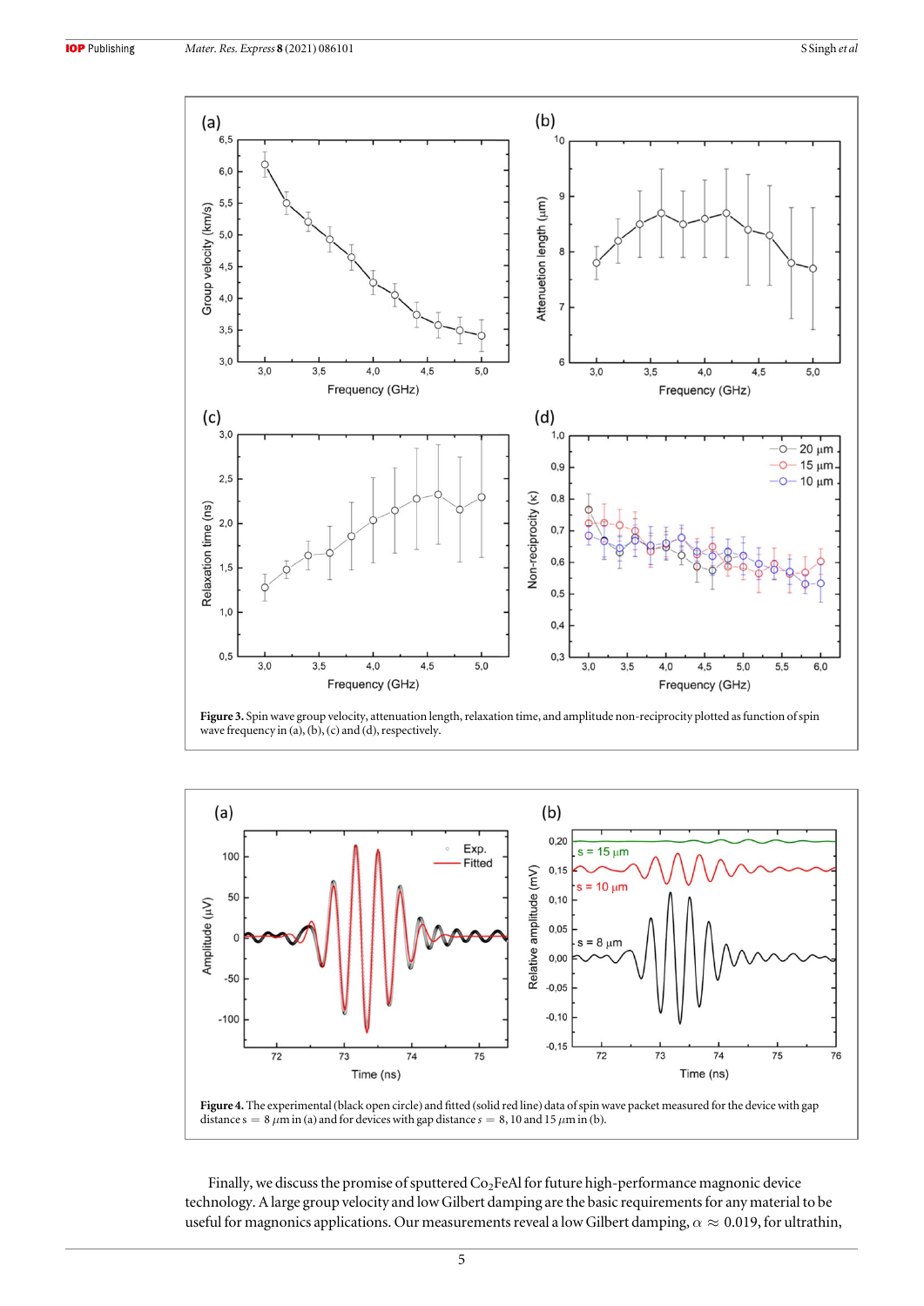**Figure 3.** Spin wave group velocity, attenuation length, relaxation time, and amplitude non-reciprocity plotted as function of spin wave frequency in (a), (b), (c) and (d), respectively.

**Figure 4.** The experimental (black open circle) and fitted (solid red line) data of spin wave packet measured for the device with gap distance $s = 8\ \mu m$ in (a) and for devices with gap distance $s = 8, 10$ and $15\ \mu m$ in (b).

Finally, we discuss the promise of sputtered $Co_2FeAl$ for future high-performance magnonic device technology. A large group velocity and low Gilbert damping are the basic requirements for any material to be useful for magnonics applications. Our measurements reveal a low Gilbert damping, $\alpha \approx 0.019$, for ultrathin,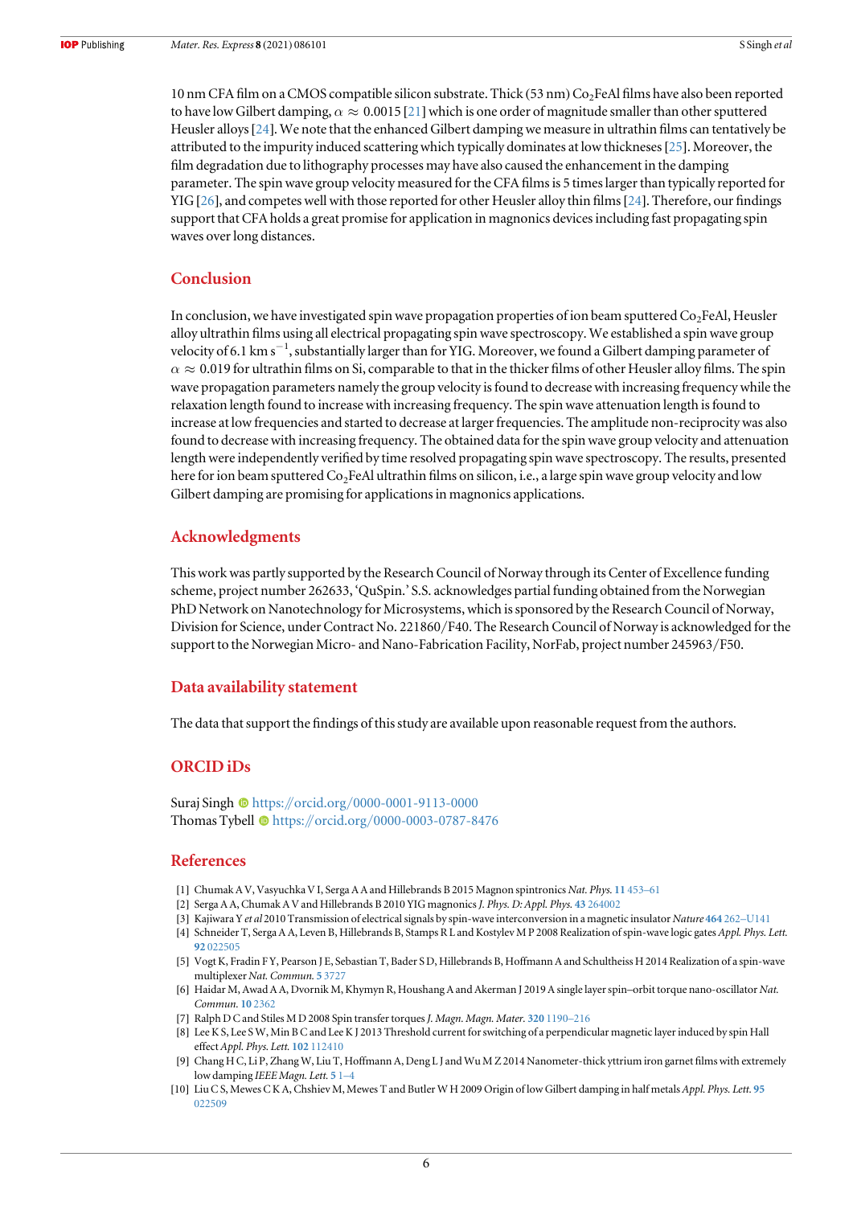10 nm CFA film on a CMOS compatible silicon substrate. Thick (53 nm) $Co_2FeAl$ films have also been reported to have low Gilbert damping, $\alpha \approx 0.0015$ [21] which is one order of magnitude smaller than other sputtered Heusler alloys [24]. We note that the enhanced Gilbert damping we measure in ultrathin films can tentatively be attributed to the impurity induced scattering which typically dominates at low thicknesses [25]. Moreover, the film degradation due to lithography processes may have also caused the enhancement in the damping parameter. The spin wave group velocity measured for the CFA films is 5 times larger than typically reported for YIG [26], and competes well with those reported for other Heusler alloy thin films [24]. Therefore, our findings support that CFA holds a great promise for application in magnonics devices including fast propagating spin waves over long distances.

## Conclusion

In conclusion, we have investigated spin wave propagation properties of ion beam sputtered $Co_2FeAl$, Heusler alloy ultrathin films using all electrical propagating spin wave spectroscopy. We established a spin wave group velocity of 6.1 km $s^{-1}$, substantially larger than for YIG. Moreover, we found a Gilbert damping parameter of $\alpha \approx 0.019$ for ultrathin films on Si, comparable to that in the thicker films of other Heusler alloy films. The spin wave propagation parameters namely the group velocity is found to decrease with increasing frequency while the relaxation length found to increase with increasing frequency. The spin wave attenuation length is found to increase at low frequencies and started to decrease at larger frequencies. The amplitude non-reciprocity was also found to decrease with increasing frequency. The obtained data for the spin wave group velocity and attenuation length were independently verified by time resolved propagating spin wave spectroscopy. The results, presented here for ion beam sputtered $Co_2FeAl$ ultrathin films on silicon, i.e., a large spin wave group velocity and low Gilbert damping are promising for applications in magnonics applications.

## Acknowledgments

This work was partly supported by the Research Council of Norway through its Center of Excellence funding scheme, project number 262633, 'QuSpin.' S.S. acknowledges partial funding obtained from the Norwegian PhD Network on Nanotechnology for Microsystems, which is sponsored by the Research Council of Norway, Division for Science, under Contract No. 221860/F40. The Research Council of Norway is acknowledged for the support to the Norwegian Micro- and Nano-Fabrication Facility, NorFab, project number 245963/F50.

## Data availability statement

The data that support the findings of this study are available upon reasonable request from the authors.

## ORCID iDs

Suraj Singh https://orcid.org/0000-0001-9113-0000
Thomas Tybell https://orcid.org/0000-0003-0787-8476

## References

[1] Chumak A V, Vasyuchka V I, Serga A A and Hillebrands B 2015 Magnon spintronics *Nat. Phys.* **11** 453–61
[2] Serga A A, Chumak A V and Hillebrands B 2010 YIG magnonics *J. Phys. D: Appl. Phys.* **43** 264002
[3] Kajiwara Y *et al* 2010 Transmission of electrical signals by spin-wave interconversion in a magnetic insulator *Nature* **464** 262–U141
[4] Schneider T, Serga A A, Leven B, Hillebrands B, Stamps R L and Kostylev M P 2008 Realization of spin-wave logic gates *Appl. Phys. Lett.* **92** 022505
[5] Vogt K, Fradin F Y, Pearson J E, Sebastian T, Bader S D, Hillebrands B, Hoffmann A and Schultheiss H 2014 Realization of a spin-wave multiplexer *Nat. Commun.* **5** 3727
[6] Haidar M, Awad A A, Dvornik M, Khymyn R, Houshang A and Akerman J 2019 A single layer spin–orbit torque nano-oscillator *Nat. Commun.* **10** 2362
[7] Ralph D C and Stiles M D 2008 Spin transfer torques *J. Magn. Magn. Mater.* **320** 1190–216
[8] Lee K S, Lee S W, Min B C and Lee K J 2013 Threshold current for switching of a perpendicular magnetic layer induced by spin Hall effect *Appl. Phys. Lett.* **102** 112410
[9] Chang H C, Li P, Zhang W, Liu T, Hoffmann A, Deng L J and Wu M Z 2014 Nanometer-thick yttrium iron garnet films with extremely low damping *IEEE Magn. Lett.* **5** 1–4
[10] Liu C S, Mewes C K A, Chshiev M, Mewes T and Butler W H 2009 Origin of low Gilbert damping in half metals *Appl. Phys. Lett.* **95** 022509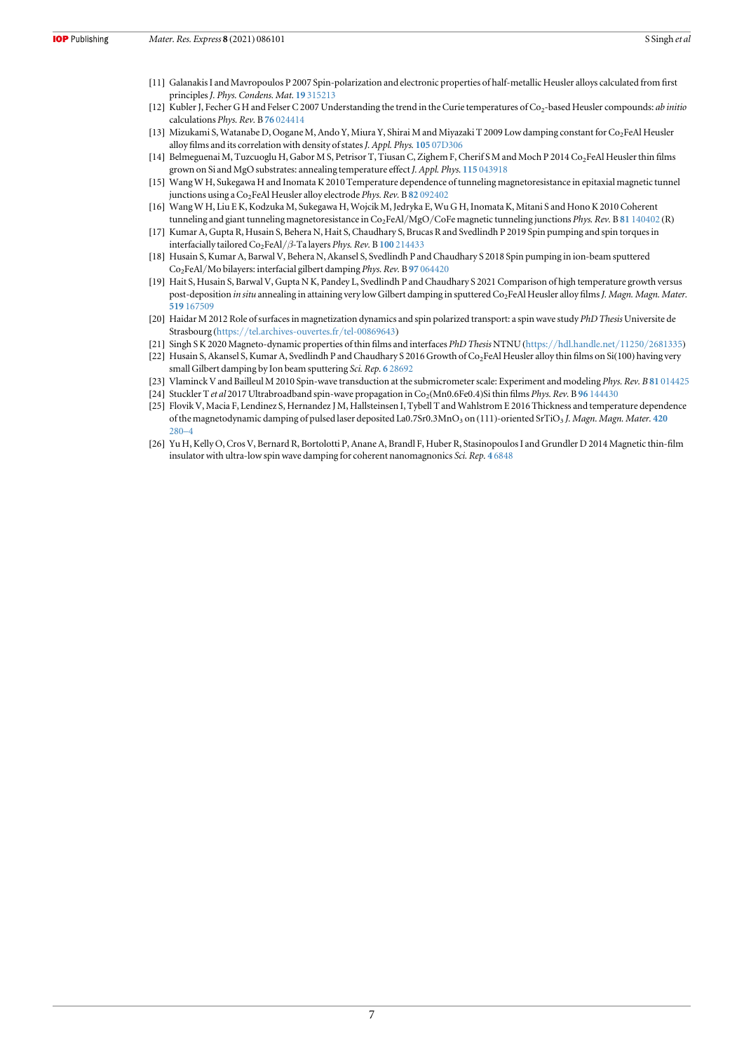[11] Galanakis I and Mavropoulos P 2007 Spin-polarization and electronic properties of half-metallic Heusler alloys calculated from first principles *J. Phys. Condens. Mat.* **19** 315213

[12] Kubler J, Fecher G H and Felser C 2007 Understanding the trend in the Curie temperatures of $Co_2$-based Heusler compounds: *ab initio* calculations *Phys. Rev.* B **76** 024414

[13] Mizukami S, Watanabe D, Oogane M, Ando Y, Miura Y, Shirai M and Miyazaki T 2009 Low damping constant for $Co_2FeAl$ Heusler alloy films and its correlation with density of states *J. Appl. Phys.* **105** 07D306

[14] Belmeguenai M, Tuzcuoglu H, Gabor M S, Petrisor T, Tiusan C, Zighem F, Cherif S M and Moch P 2014 $Co_2FeAl$ Heusler thin films grown on Si and MgO substrates: annealing temperature effect *J. Appl. Phys.* **115** 043918

[15] Wang W H, Sukegawa H and Inomata K 2010 Temperature dependence of tunneling magnetoresistance in epitaxial magnetic tunnel junctions using a $Co_2FeAl$ Heusler alloy electrode *Phys. Rev.* B **82** 092402

[16] Wang W H, Liu E K, Kodzuka M, Sukegawa H, Wojcik M, Jedryka E, Wu G H, Inomata K, Mitani S and Hono K 2010 Coherent tunneling and giant tunneling magnetoresistance in $Co_2FeAl$/MgO/CoFe magnetic tunneling junctions *Phys. Rev.* B **81** 140402 (R)

[17] Kumar A, Gupta R, Husain S, Behera N, Hait S, Chaudhary S, Brucas R and Svedlindh P 2019 Spin pumping and spin torques in interfacially tailored $Co_2FeAl$/$\beta$-Ta layers *Phys. Rev.* B **100** 214433

[18] Husain S, Kumar A, Barwal V, Behera N, Akansel S, Svedlindh P and Chaudhary S 2018 Spin pumping in ion-beam sputtered $Co_2FeAl$/Mo bilayers: interfacial gilbert damping *Phys. Rev.* B **97** 064420

[19] Hait S, Husain S, Barwal V, Gupta N K, Pandey L, Svedlindh P and Chaudhary S 2021 Comparison of high temperature growth versus post-deposition *in situ* annealing in attaining very low Gilbert damping in sputtered $Co_2FeAl$ Heusler alloy films *J. Magn. Magn. Mater.* **519** 167509

[20] Haidar M 2012 Role of surfaces in magnetization dynamics and spin polarized transport: a spin wave study *PhD Thesis* Universite de Strasbourg (https://tel.archives-ouvertes.fr/tel-00869643)

[21] Singh S K 2020 Magneto-dynamic properties of thin films and interfaces *PhD Thesis* NTNU (https://hdl.handle.net/11250/2681335)

[22] Husain S, Akansel S, Kumar A, Svedlindh P and Chaudhary S 2016 Growth of $Co_2FeAl$ Heusler alloy thin films on Si(100) having very small Gilbert damping by Ion beam sputtering *Sci. Rep.* **6** 28692

[23] Vlaminck V and Bailleul M 2010 Spin-wave transduction at the submicrometer scale: Experiment and modeling *Phys. Rev. B* **81** 014425

[24] Stuckler T *et al* 2017 Ultrabroadband spin-wave propagation in $Co_2(Mn0.6Fe0.4)Si$ thin films *Phys. Rev.* B **96** 144430

[25] Flovik V, Macia F, Lendinez S, Hernandez J M, Hallsteinsen I, Tybell T and Wahlstrom E 2016 Thickness and temperature dependence of the magnetodynamic damping of pulsed laser deposited La0.7Sr0.3$MnO_3$ on (111)-oriented $SrTiO_3$ *J. Magn. Magn. Mater.* **420** 280–4

[26] Yu H, Kelly O, Cros V, Bernard R, Bortolotti P, Anane A, Brandl F, Huber R, Stasinopoulos I and Grundler D 2014 Magnetic thin-film insulator with ultra-low spin wave damping for coherent nanomagnonics *Sci. Rep.* **4** 6848